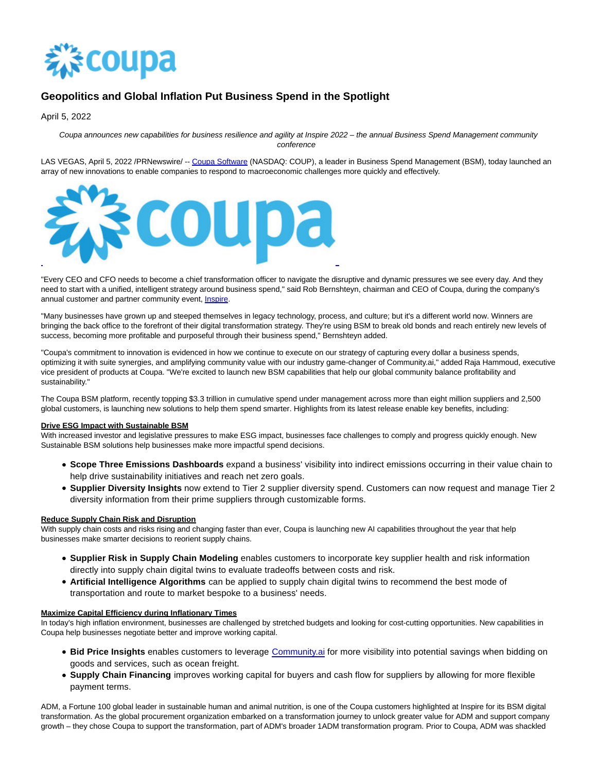# Geopolitics and Global Inflation Put Business Spend in the Spotlight

April 5, 2022

*Coupa announces new capabilities for business resilience and agility at Inspire 2022 – the annual Business Spend Management community conference*

LAS VEGAS, April 5, 2022 /PRNewswire/ -- Coupa Software (NASDAQ: COUP), a leader in Business Spend Management (BSM), today launched an array of new innovations to enable companies to respond to macroeconomic challenges more quickly and effectively.

"Every CEO and CFO needs to become a chief transformation officer to navigate the disruptive and dynamic pressures we see every day. And they need to start with a unified, intelligent strategy around business spend," said Rob Bernshteyn, chairman and CEO of Coupa, during the company's annual customer and partner community event, Inspire.

"Many businesses have grown up and steeped themselves in legacy technology, process, and culture; but it's a different world now. Winners are bringing the back office to the forefront of their digital transformation strategy. They're using BSM to break old bonds and reach entirely new levels of success, becoming more profitable and purposeful through their business spend," Bernshteyn added.

"Coupa's commitment to innovation is evidenced in how we continue to execute on our strategy of capturing every dollar a business spends, optimizing it with suite synergies, and amplifying community value with our industry game-changer of Community.ai," added Raja Hammoud, executive vice president of products at Coupa. "We're excited to launch new BSM capabilities that help our global community balance profitability and sustainability."

The Coupa BSM platform, recently topping $3.3 trillion in cumulative spend under management across more than eight million suppliers and 2,500 global customers, is launching new solutions to help them spend smarter. Highlights from its latest release enable key benefits, including:

**Drive ESG Impact with Sustainable BSM**

With increased investor and legislative pressures to make ESG impact, businesses face challenges to comply and progress quickly enough. New Sustainable BSM solutions help businesses make more impactful spend decisions.

- **Scope Three Emissions Dashboards** expand a business' visibility into indirect emissions occurring in their value chain to help drive sustainability initiatives and reach net zero goals.
- **Supplier Diversity Insights** now extend to Tier 2 supplier diversity spend. Customers can now request and manage Tier 2 diversity information from their prime suppliers through customizable forms.

**Reduce Supply Chain Risk and Disruption**

With supply chain costs and risks rising and changing faster than ever, Coupa is launching new AI capabilities throughout the year that help businesses make smarter decisions to reorient supply chains.

- **Supplier Risk in Supply Chain Modeling** enables customers to incorporate key supplier health and risk information directly into supply chain digital twins to evaluate tradeoffs between costs and risk.
- **Artificial Intelligence Algorithms** can be applied to supply chain digital twins to recommend the best mode of transportation and route to market bespoke to a business' needs.

**Maximize Capital Efficiency during Inflationary Times**

In today's high inflation environment, businesses are challenged by stretched budgets and looking for cost-cutting opportunities. New capabilities in Coupa help businesses negotiate better and improve working capital.

- **Bid Price Insights** enables customers to leverage Community.ai for more visibility into potential savings when bidding on goods and services, such as ocean freight.
- **Supply Chain Financing** improves working capital for buyers and cash flow for suppliers by allowing for more flexible payment terms.

ADM, a Fortune 100 global leader in sustainable human and animal nutrition, is one of the Coupa customers highlighted at Inspire for its BSM digital transformation. As the global procurement organization embarked on a transformation journey to unlock greater value for ADM and support company growth – they chose Coupa to support the transformation, part of ADM's broader 1ADM transformation program. Prior to Coupa, ADM was shackled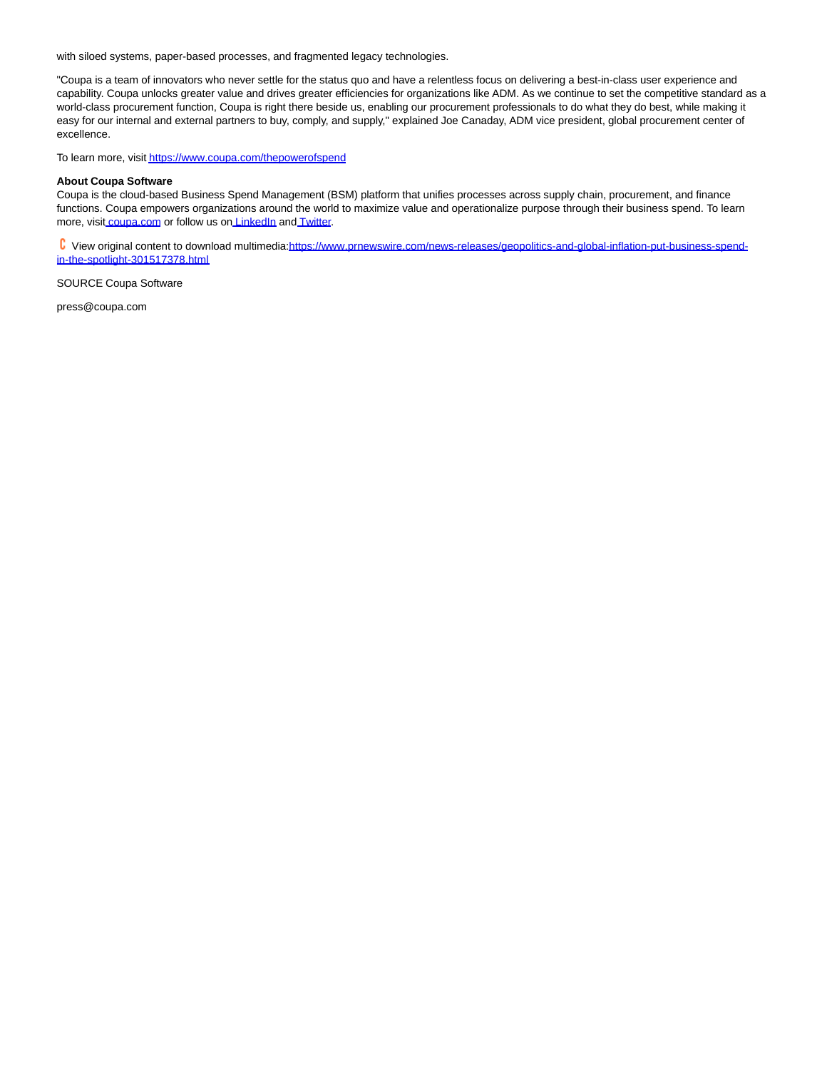with siloed systems, paper-based processes, and fragmented legacy technologies.

"Coupa is a team of innovators who never settle for the status quo and have a relentless focus on delivering a best-in-class user experience and capability. Coupa unlocks greater value and drives greater efficiencies for organizations like ADM. As we continue to set the competitive standard as a world-class procurement function, Coupa is right there beside us, enabling our procurement professionals to do what they do best, while making it easy for our internal and external partners to buy, comply, and supply," explained Joe Canaday, ADM vice president, global procurement center of excellence.

To learn more, visit [https://www.coupa.com/thepowerofspend](https://www.coupa.com/thepowerofspend)

**About Coupa Software**
Coupa is the cloud-based Business Spend Management (BSM) platform that unifies processes across supply chain, procurement, and finance functions. Coupa empowers organizations around the world to maximize value and operationalize purpose through their business spend. To learn more, visit coupa.com or follow us on LinkedIn and Twitter.

View original content to download multimedia:[https://www.prnewswire.com/news-releases/geopolitics-and-global-inflation-put-business-spend-in-the-spotlight-301517378.html](https://www.prnewswire.com/news-releases/geopolitics-and-global-inflation-put-business-spend-in-the-spotlight-301517378.html)

SOURCE Coupa Software

press@coupa.com